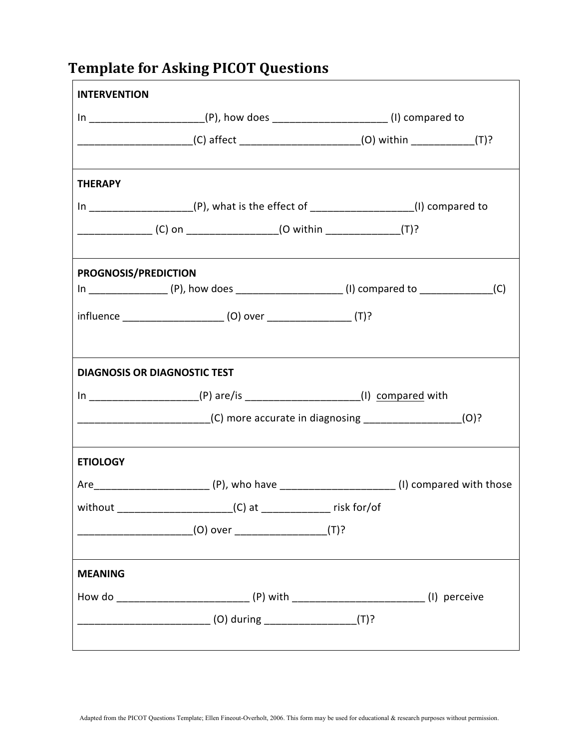# Template for Asking PICOT Questions

**INTERVENTION**

In ____________________(P), how does ____________________ (I) compared to ____________________(C) affect _____________________(O) within ___________(T)?

---

**THERAPY**

In __________________(P), what is the effect of __________________(I) compared to _____________ (C) on ________________(O within _____________(T)?

---

**PROGNOSIS/PREDICTION**

In ______________ (P), how does ___________________ (I) compared to _____________(C) influence __________________ (O) over _______________ (T)?

---

**DIAGNOSIS OR DIAGNOSTIC TEST**

In ___________________(P) are/is ____________________(I) compared with _______________________(C) more accurate in diagnosing _________________(O)?

---

**ETIOLOGY**

Are____________________ (P), who have ____________________ (I) compared with those without ____________________(C) at ____________ risk for/of ____________________(O) over ________________(T)?

---

**MEANING**

How do _______________________ (P) with _______________________ (I) perceive _______________________ (O) during ________________(T)?

Adapted from the PICOT Questions Template; Ellen Fineout-Overholt, 2006. This form may be used for educational & research purposes without permission.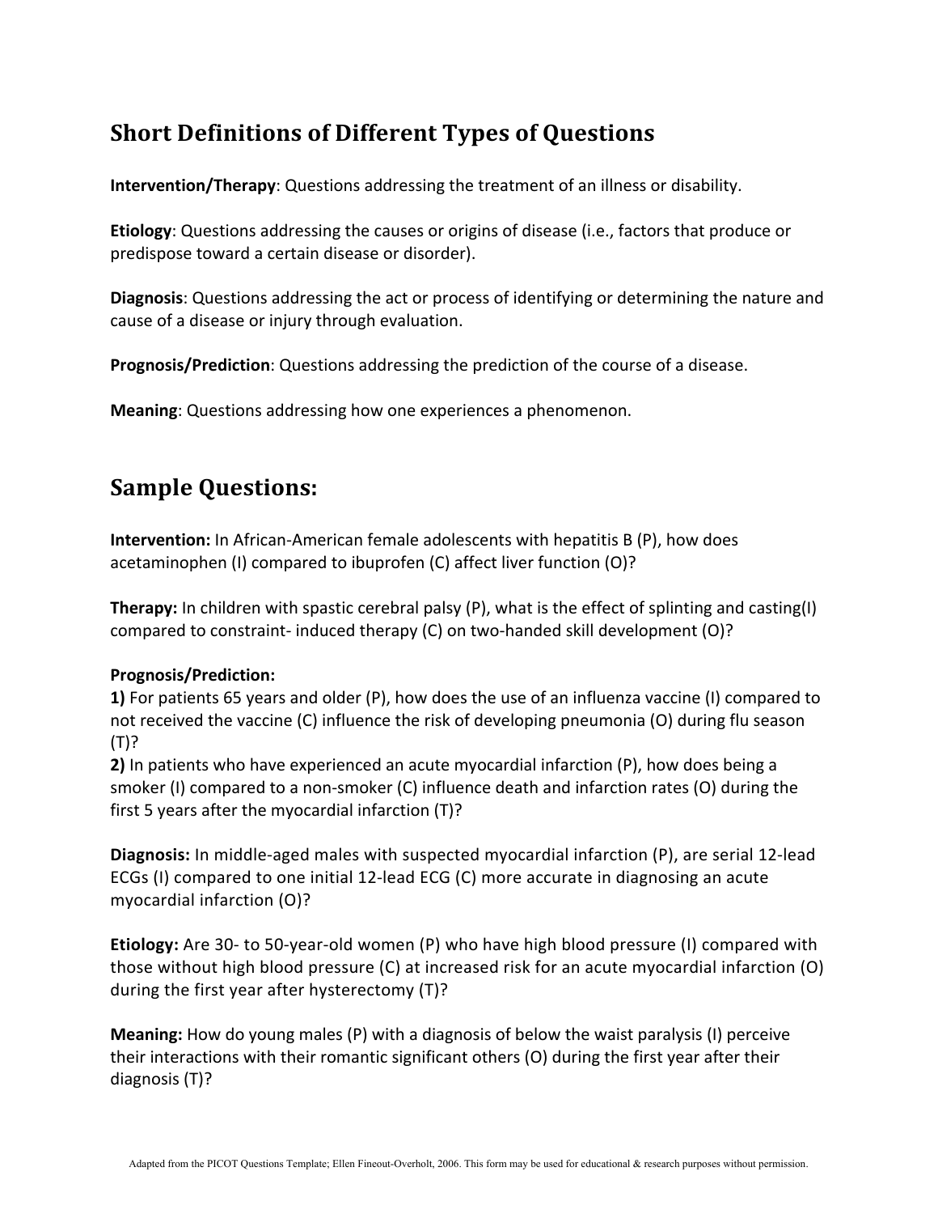## Short Definitions of Different Types of Questions

**Intervention/Therapy**: Questions addressing the treatment of an illness or disability.

**Etiology**: Questions addressing the causes or origins of disease (i.e., factors that produce or predispose toward a certain disease or disorder).

**Diagnosis**: Questions addressing the act or process of identifying or determining the nature and cause of a disease or injury through evaluation.

**Prognosis/Prediction**: Questions addressing the prediction of the course of a disease.

**Meaning**: Questions addressing how one experiences a phenomenon.

## Sample Questions:

**Intervention:** In African-American female adolescents with hepatitis B (P), how does acetaminophen (I) compared to ibuprofen (C) affect liver function (O)?

**Therapy:** In children with spastic cerebral palsy (P), what is the effect of splinting and casting(I) compared to constraint- induced therapy (C) on two-handed skill development (O)?

**Prognosis/Prediction:**
**1)** For patients 65 years and older (P), how does the use of an influenza vaccine (I) compared to not received the vaccine (C) influence the risk of developing pneumonia (O) during flu season (T)?
**2)** In patients who have experienced an acute myocardial infarction (P), how does being a smoker (I) compared to a non-smoker (C) influence death and infarction rates (O) during the first 5 years after the myocardial infarction (T)?

**Diagnosis:** In middle-aged males with suspected myocardial infarction (P), are serial 12-lead ECGs (I) compared to one initial 12-lead ECG (C) more accurate in diagnosing an acute myocardial infarction (O)?

**Etiology:** Are 30- to 50-year-old women (P) who have high blood pressure (I) compared with those without high blood pressure (C) at increased risk for an acute myocardial infarction (O) during the first year after hysterectomy (T)?

**Meaning:** How do young males (P) with a diagnosis of below the waist paralysis (I) perceive their interactions with their romantic significant others (O) during the first year after their diagnosis (T)?

Adapted from the PICOT Questions Template; Ellen Fineout-Overholt, 2006. This form may be used for educational & research purposes without permission.